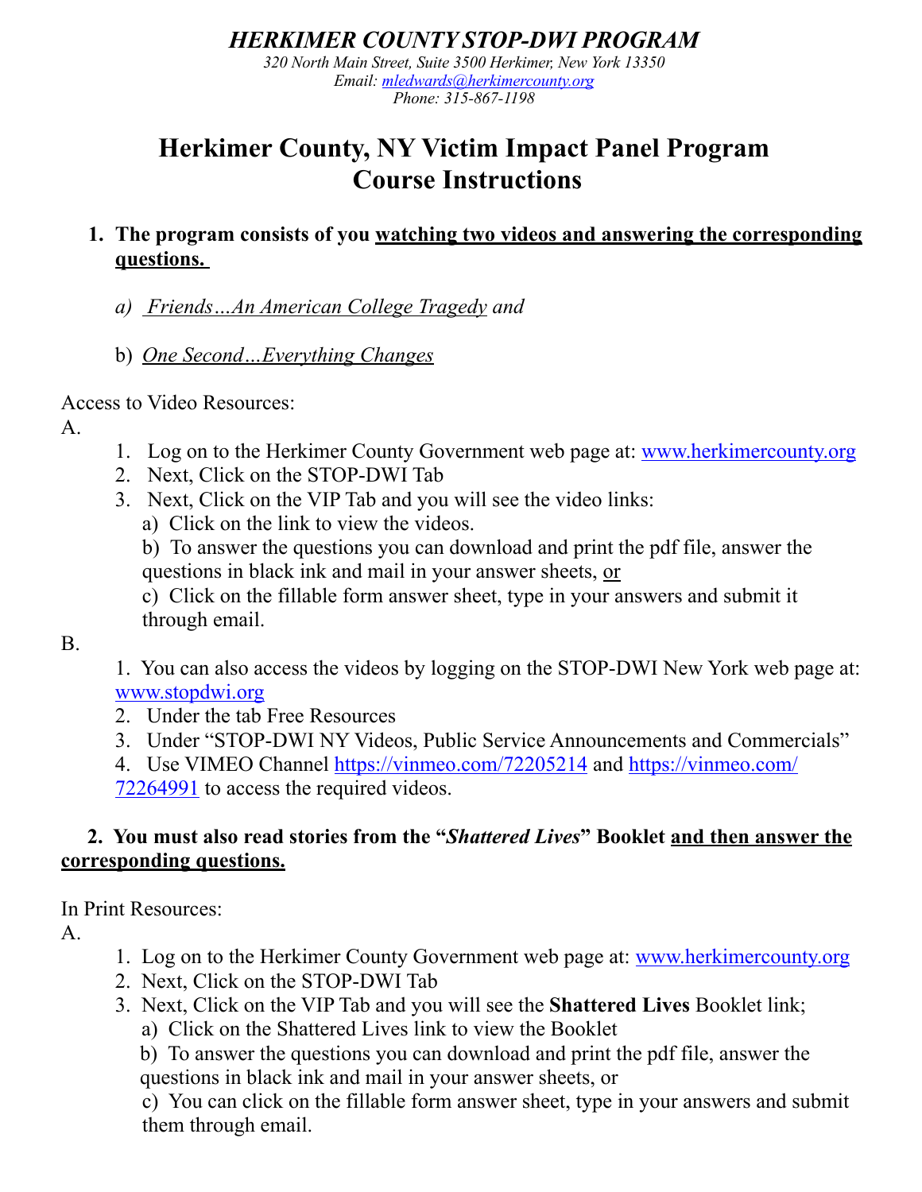***HERKIMER COUNTY STOP-DWI PROGRAM***

*320 North Main Street, Suite 3500 Herkimer, New York 13350*
*Email: mledwards@herkimercounty.org*
*Phone: 315-867-1198*

# Herkimer County, NY Victim Impact Panel Program Course Instructions

**1. The program consists of you watching two videos and answering the corresponding questions.**

*a) Friends…An American College Tragedy and*

b) *One Second…Everything Changes*

Access to Video Resources:

A.

1. Log on to the Herkimer County Government web page at: www.herkimercounty.org
2. Next, Click on the STOP-DWI Tab
3. Next, Click on the VIP Tab and you will see the video links:
   a) Click on the link to view the videos.
   b) To answer the questions you can download and print the pdf file, answer the questions in black ink and mail in your answer sheets, or
   c) Click on the fillable form answer sheet, type in your answers and submit it through email.

B.

1. You can also access the videos by logging on the STOP-DWI New York web page at: www.stopdwi.org
2. Under the tab Free Resources
3. Under "STOP-DWI NY Videos, Public Service Announcements and Commercials"
4. Use VIMEO Channel https://vinmeo.com/72205214 and https://vinmeo.com/72264991 to access the required videos.

**2. You must also read stories from the "*Shattered Lives*" Booklet and then answer the corresponding questions.**

In Print Resources:

A.

1. Log on to the Herkimer County Government web page at: www.herkimercounty.org
2. Next, Click on the STOP-DWI Tab
3. Next, Click on the VIP Tab and you will see the **Shattered Lives** Booklet link;
   a) Click on the Shattered Lives link to view the Booklet
   b) To answer the questions you can download and print the pdf file, answer the questions in black ink and mail in your answer sheets, or
   c) You can click on the fillable form answer sheet, type in your answers and submit them through email.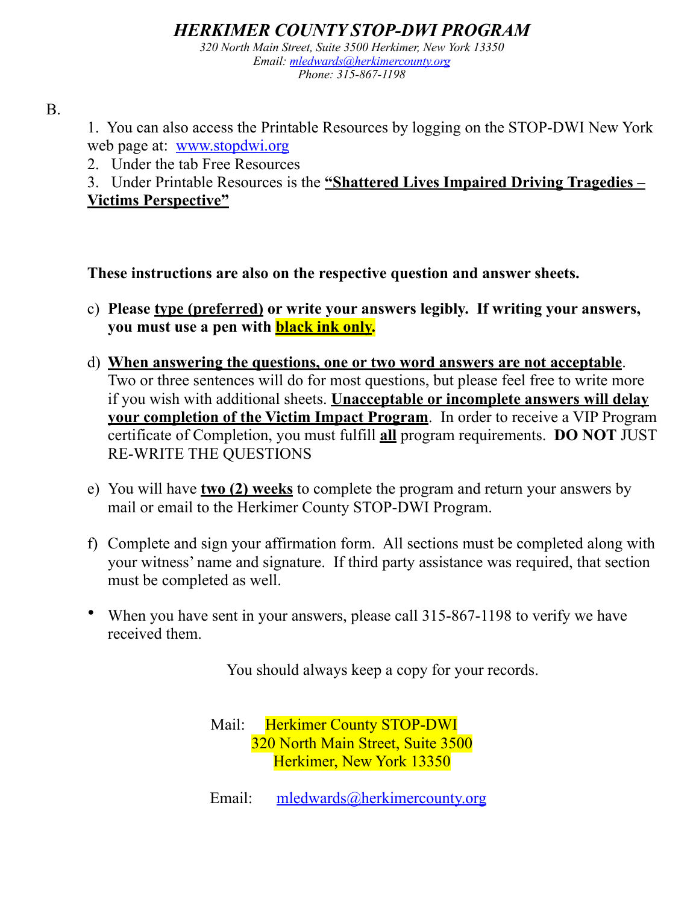# *HERKIMER COUNTY STOP-DWI PROGRAM*

*320 North Main Street, Suite 3500 Herkimer, New York 13350*
*Email: mledwards@herkimercounty.org*
*Phone: 315-867-1198*

B.

1. You can also access the Printable Resources by logging on the STOP-DWI New York web page at: www.stopdwi.org
2. Under the tab Free Resources
3. Under Printable Resources is the **"Shattered Lives Impaired Driving Tragedies – Victims Perspective"**

**These instructions are also on the respective question and answer sheets.**

c) **Please type (preferred) or write your answers legibly. If writing your answers, you must use a pen with black ink only.**

d) **When answering the questions, one or two word answers are not acceptable**. Two or three sentences will do for most questions, but please feel free to write more if you wish with additional sheets. **Unacceptable or incomplete answers will delay your completion of the Victim Impact Program**. In order to receive a VIP Program certificate of Completion, you must fulfill **all** program requirements. **DO NOT** JUST RE-WRITE THE QUESTIONS

e) You will have **two (2) weeks** to complete the program and return your answers by mail or email to the Herkimer County STOP-DWI Program.

f) Complete and sign your affirmation form. All sections must be completed along with your witness' name and signature. If third party assistance was required, that section must be completed as well.

- When you have sent in your answers, please call 315-867-1198 to verify we have received them.

You should always keep a copy for your records.

Mail: Herkimer County STOP-DWI
320 North Main Street, Suite 3500
Herkimer, New York 13350

Email: mledwards@herkimercounty.org